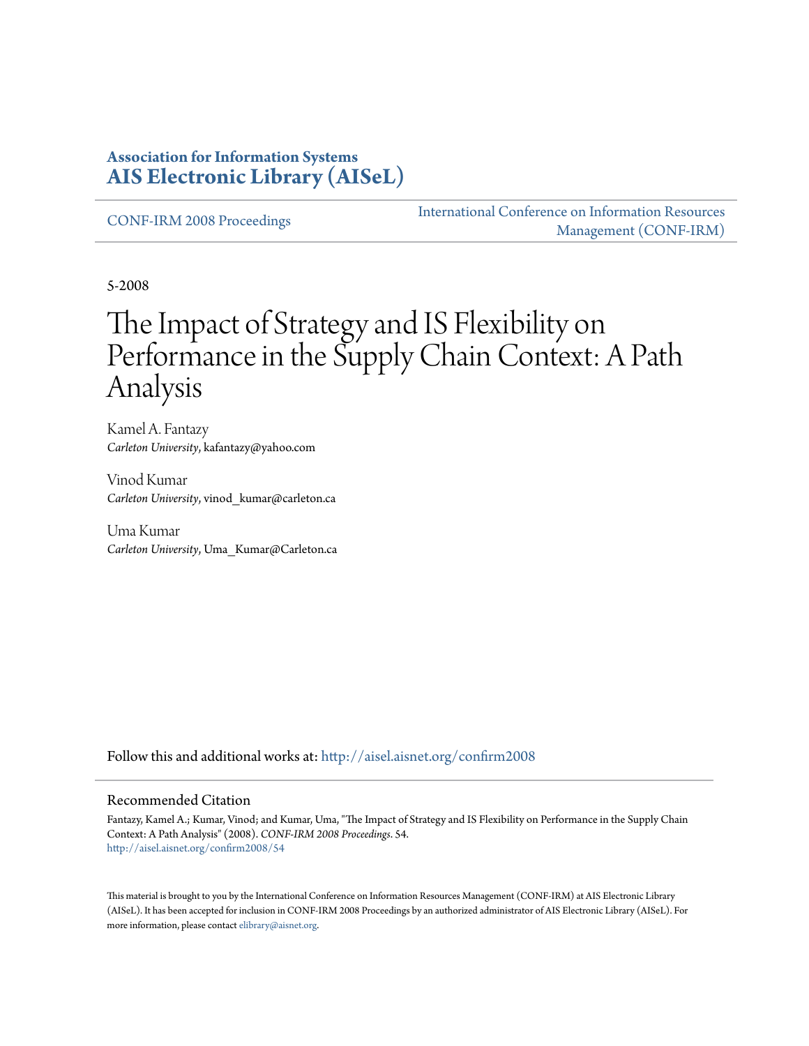**Association for Information Systems**
**AIS Electronic Library (AISeL)**

CONF-IRM 2008 Proceedings

International Conference on Information Resources Management (CONF-IRM)

5-2008

# The Impact of Strategy and IS Flexibility on Performance in the Supply Chain Context: A Path Analysis

Kamel A. Fantazy
*Carleton University*, kafantazy@yahoo.com

Vinod Kumar
*Carleton University*, vinod_kumar@carleton.ca

Uma Kumar
*Carleton University*, Uma_Kumar@Carleton.ca

Follow this and additional works at: http://aisel.aisnet.org/confirm2008

## Recommended Citation

Fantazy, Kamel A.; Kumar, Vinod; and Kumar, Uma, "The Impact of Strategy and IS Flexibility on Performance in the Supply Chain Context: A Path Analysis" (2008). *CONF-IRM 2008 Proceedings*. 54.
http://aisel.aisnet.org/confirm2008/54

This material is brought to you by the International Conference on Information Resources Management (CONF-IRM) at AIS Electronic Library (AISeL). It has been accepted for inclusion in CONF-IRM 2008 Proceedings by an authorized administrator of AIS Electronic Library (AISeL). For more information, please contact elibrary@aisnet.org.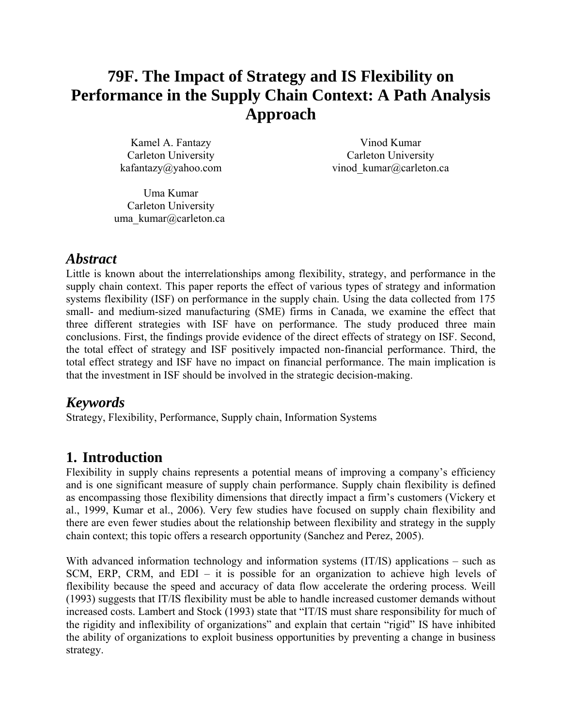# 79F. The Impact of Strategy and IS Flexibility on Performance in the Supply Chain Context: A Path Analysis Approach

Kamel A. Fantazy
Carleton University
kafantazy@yahoo.com

Vinod Kumar
Carleton University
vinod_kumar@carleton.ca

Uma Kumar
Carleton University
uma_kumar@carleton.ca

## *Abstract*

Little is known about the interrelationships among flexibility, strategy, and performance in the supply chain context. This paper reports the effect of various types of strategy and information systems flexibility (ISF) on performance in the supply chain. Using the data collected from 175 small- and medium-sized manufacturing (SME) firms in Canada, we examine the effect that three different strategies with ISF have on performance. The study produced three main conclusions. First, the findings provide evidence of the direct effects of strategy on ISF. Second, the total effect of strategy and ISF positively impacted non-financial performance. Third, the total effect strategy and ISF have no impact on financial performance. The main implication is that the investment in ISF should be involved in the strategic decision-making.

## *Keywords*

Strategy, Flexibility, Performance, Supply chain, Information Systems

## 1. Introduction

Flexibility in supply chains represents a potential means of improving a company's efficiency and is one significant measure of supply chain performance. Supply chain flexibility is defined as encompassing those flexibility dimensions that directly impact a firm's customers (Vickery et al., 1999, Kumar et al., 2006). Very few studies have focused on supply chain flexibility and there are even fewer studies about the relationship between flexibility and strategy in the supply chain context; this topic offers a research opportunity (Sanchez and Perez, 2005).

With advanced information technology and information systems (IT/IS) applications – such as SCM, ERP, CRM, and EDI – it is possible for an organization to achieve high levels of flexibility because the speed and accuracy of data flow accelerate the ordering process. Weill (1993) suggests that IT/IS flexibility must be able to handle increased customer demands without increased costs. Lambert and Stock (1993) state that "IT/IS must share responsibility for much of the rigidity and inflexibility of organizations" and explain that certain "rigid" IS have inhibited the ability of organizations to exploit business opportunities by preventing a change in business strategy.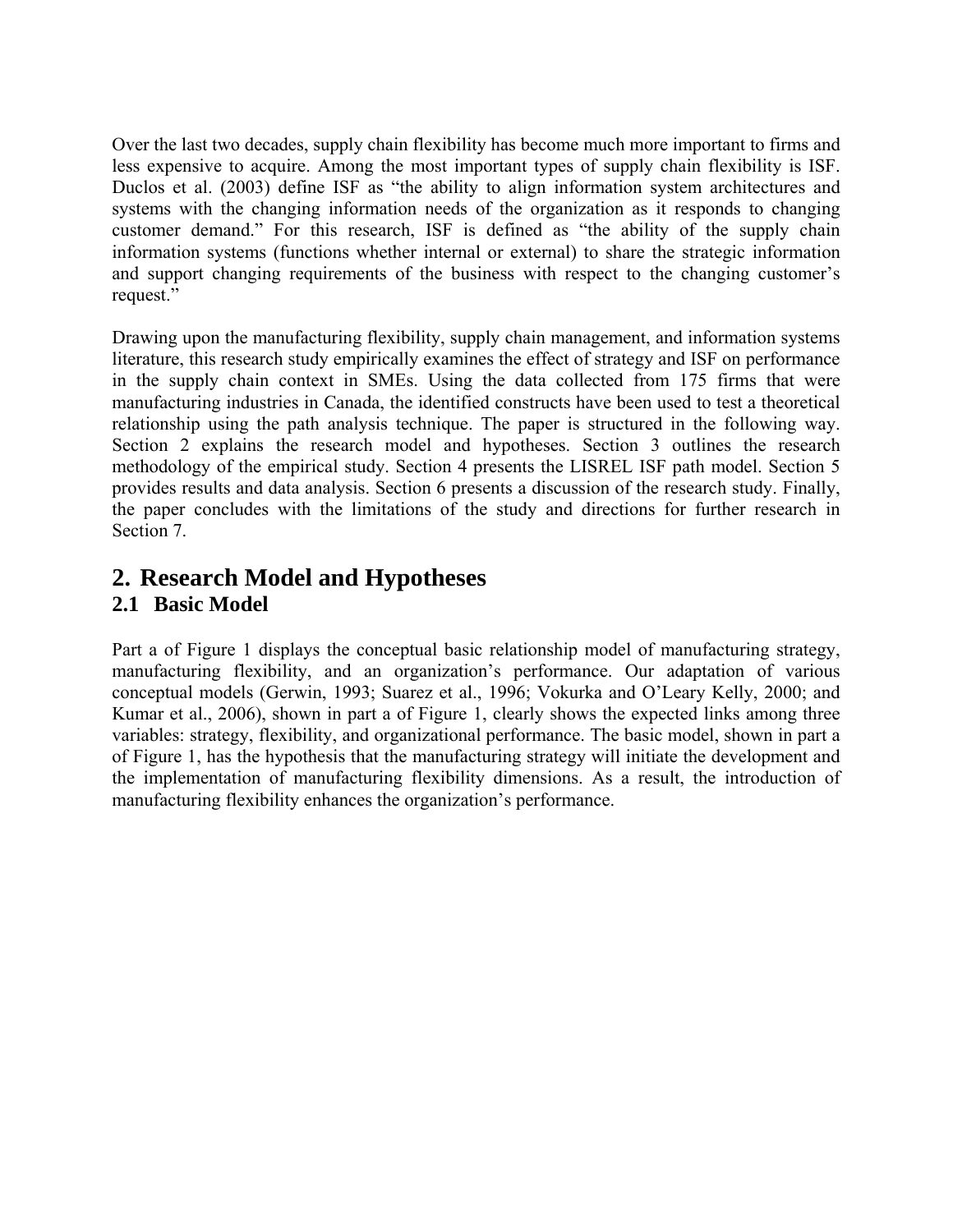Over the last two decades, supply chain flexibility has become much more important to firms and less expensive to acquire. Among the most important types of supply chain flexibility is ISF. Duclos et al. (2003) define ISF as "the ability to align information system architectures and systems with the changing information needs of the organization as it responds to changing customer demand." For this research, ISF is defined as "the ability of the supply chain information systems (functions whether internal or external) to share the strategic information and support changing requirements of the business with respect to the changing customer's request."

Drawing upon the manufacturing flexibility, supply chain management, and information systems literature, this research study empirically examines the effect of strategy and ISF on performance in the supply chain context in SMEs. Using the data collected from 175 firms that were manufacturing industries in Canada, the identified constructs have been used to test a theoretical relationship using the path analysis technique. The paper is structured in the following way. Section 2 explains the research model and hypotheses. Section 3 outlines the research methodology of the empirical study. Section 4 presents the LISREL ISF path model. Section 5 provides results and data analysis. Section 6 presents a discussion of the research study. Finally, the paper concludes with the limitations of the study and directions for further research in Section 7.

# 2. Research Model and Hypotheses

## 2.1 Basic Model

Part a of Figure 1 displays the conceptual basic relationship model of manufacturing strategy, manufacturing flexibility, and an organization's performance. Our adaptation of various conceptual models (Gerwin, 1993; Suarez et al., 1996; Vokurka and O'Leary Kelly, 2000; and Kumar et al., 2006), shown in part a of Figure 1, clearly shows the expected links among three variables: strategy, flexibility, and organizational performance. The basic model, shown in part a of Figure 1, has the hypothesis that the manufacturing strategy will initiate the development and the implementation of manufacturing flexibility dimensions. As a result, the introduction of manufacturing flexibility enhances the organization's performance.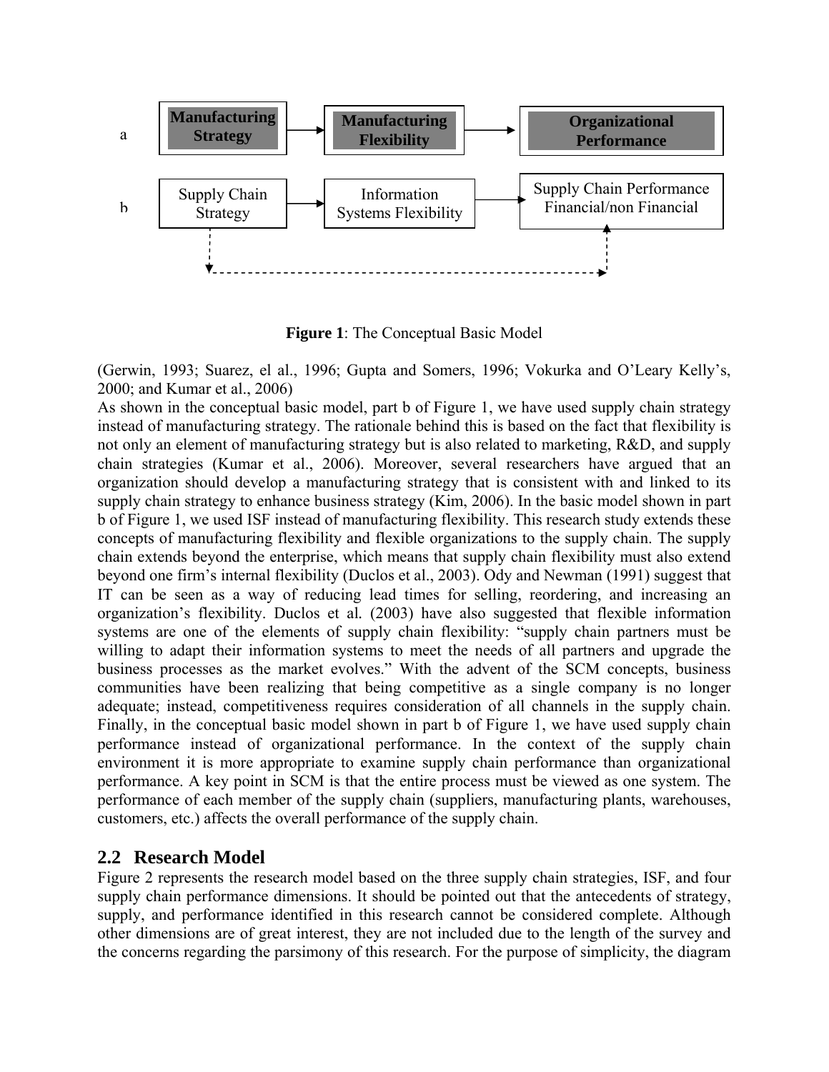a: Manufacturing Strategy → Manufacturing Flexibility → Organizational Performance

b: Supply Chain Strategy → Information Systems Flexibility → Supply Chain Performance Financial/non Financial

**Figure 1**: The Conceptual Basic Model

(Gerwin, 1993; Suarez, el al., 1996; Gupta and Somers, 1996; Vokurka and O'Leary Kelly's, 2000; and Kumar et al., 2006)

As shown in the conceptual basic model, part b of Figure 1, we have used supply chain strategy instead of manufacturing strategy. The rationale behind this is based on the fact that flexibility is not only an element of manufacturing strategy but is also related to marketing, R&D, and supply chain strategies (Kumar et al., 2006). Moreover, several researchers have argued that an organization should develop a manufacturing strategy that is consistent with and linked to its supply chain strategy to enhance business strategy (Kim, 2006). In the basic model shown in part b of Figure 1, we used ISF instead of manufacturing flexibility. This research study extends these concepts of manufacturing flexibility and flexible organizations to the supply chain. The supply chain extends beyond the enterprise, which means that supply chain flexibility must also extend beyond one firm's internal flexibility (Duclos et al., 2003). Ody and Newman (1991) suggest that IT can be seen as a way of reducing lead times for selling, reordering, and increasing an organization's flexibility. Duclos et al. (2003) have also suggested that flexible information systems are one of the elements of supply chain flexibility: "supply chain partners must be willing to adapt their information systems to meet the needs of all partners and upgrade the business processes as the market evolves." With the advent of the SCM concepts, business communities have been realizing that being competitive as a single company is no longer adequate; instead, competitiveness requires consideration of all channels in the supply chain. Finally, in the conceptual basic model shown in part b of Figure 1, we have used supply chain performance instead of organizational performance. In the context of the supply chain environment it is more appropriate to examine supply chain performance than organizational performance. A key point in SCM is that the entire process must be viewed as one system. The performance of each member of the supply chain (suppliers, manufacturing plants, warehouses, customers, etc.) affects the overall performance of the supply chain.

## 2.2 Research Model

Figure 2 represents the research model based on the three supply chain strategies, ISF, and four supply chain performance dimensions. It should be pointed out that the antecedents of strategy, supply, and performance identified in this research cannot be considered complete. Although other dimensions are of great interest, they are not included due to the length of the survey and the concerns regarding the parsimony of this research. For the purpose of simplicity, the diagram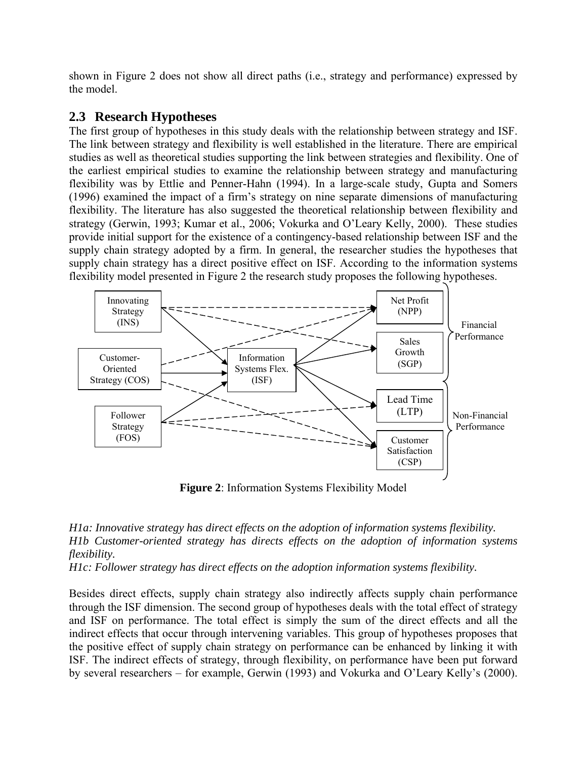shown in Figure 2 does not show all direct paths (i.e., strategy and performance) expressed by the model.

## 2.3 Research Hypotheses

The first group of hypotheses in this study deals with the relationship between strategy and ISF. The link between strategy and flexibility is well established in the literature. There are empirical studies as well as theoretical studies supporting the link between strategies and flexibility. One of the earliest empirical studies to examine the relationship between strategy and manufacturing flexibility was by Ettlie and Penner-Hahn (1994). In a large-scale study, Gupta and Somers (1996) examined the impact of a firm's strategy on nine separate dimensions of manufacturing flexibility. The literature has also suggested the theoretical relationship between flexibility and strategy (Gerwin, 1993; Kumar et al., 2006; Vokurka and O'Leary Kelly, 2000). These studies provide initial support for the existence of a contingency-based relationship between ISF and the supply chain strategy adopted by a firm. In general, the researcher studies the hypotheses that supply chain strategy has a direct positive effect on ISF. According to the information systems flexibility model presented in Figure 2 the research study proposes the following hypotheses.

Innovating Strategy (INS)

Customer-Oriented Strategy (COS)

Follower Strategy (FOS)

Information Systems Flex. (ISF)

Net Profit (NPP)

Sales Growth (SGP)

Lead Time (LTP)

Customer Satisfaction (CSP)

Financial Performance

Non-Financial Performance

**Figure 2**: Information Systems Flexibility Model

*H1a: Innovative strategy has direct effects on the adoption of information systems flexibility.*
*H1b Customer-oriented strategy has directs effects on the adoption of information systems flexibility.*
*H1c: Follower strategy has direct effects on the adoption information systems flexibility.*

Besides direct effects, supply chain strategy also indirectly affects supply chain performance through the ISF dimension. The second group of hypotheses deals with the total effect of strategy and ISF on performance. The total effect is simply the sum of the direct effects and all the indirect effects that occur through intervening variables. This group of hypotheses proposes that the positive effect of supply chain strategy on performance can be enhanced by linking it with ISF. The indirect effects of strategy, through flexibility, on performance have been put forward by several researchers – for example, Gerwin (1993) and Vokurka and O'Leary Kelly's (2000).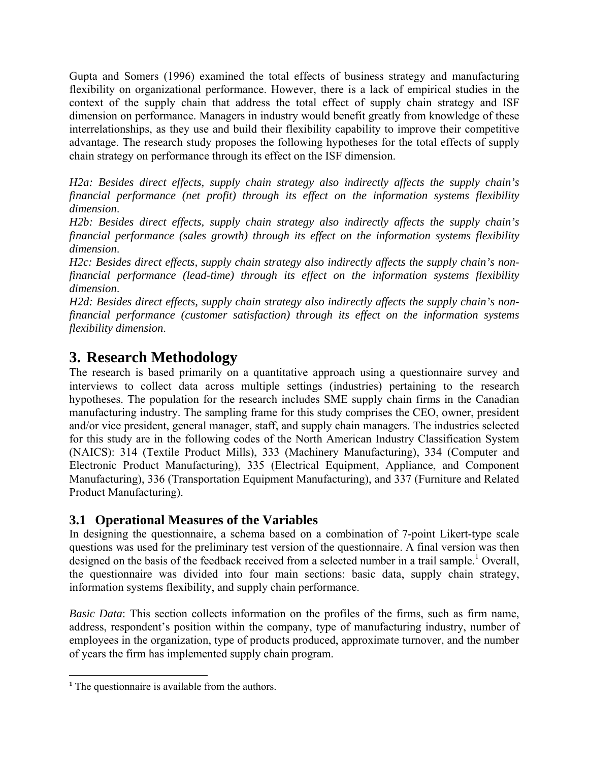Gupta and Somers (1996) examined the total effects of business strategy and manufacturing flexibility on organizational performance. However, there is a lack of empirical studies in the context of the supply chain that address the total effect of supply chain strategy and ISF dimension on performance. Managers in industry would benefit greatly from knowledge of these interrelationships, as they use and build their flexibility capability to improve their competitive advantage. The research study proposes the following hypotheses for the total effects of supply chain strategy on performance through its effect on the ISF dimension.

*H2a: Besides direct effects, supply chain strategy also indirectly affects the supply chain's financial performance (net profit) through its effect on the information systems flexibility dimension*.
*H2b: Besides direct effects, supply chain strategy also indirectly affects the supply chain's financial performance (sales growth) through its effect on the information systems flexibility dimension*.
*H2c: Besides direct effects, supply chain strategy also indirectly affects the supply chain's non-financial performance (lead-time) through its effect on the information systems flexibility dimension*.
*H2d: Besides direct effects, supply chain strategy also indirectly affects the supply chain's non-financial performance (customer satisfaction) through its effect on the information systems flexibility dimension*.

# 3. Research Methodology

The research is based primarily on a quantitative approach using a questionnaire survey and interviews to collect data across multiple settings (industries) pertaining to the research hypotheses. The population for the research includes SME supply chain firms in the Canadian manufacturing industry. The sampling frame for this study comprises the CEO, owner, president and/or vice president, general manager, staff, and supply chain managers. The industries selected for this study are in the following codes of the North American Industry Classification System (NAICS): 314 (Textile Product Mills), 333 (Machinery Manufacturing), 334 (Computer and Electronic Product Manufacturing), 335 (Electrical Equipment, Appliance, and Component Manufacturing), 336 (Transportation Equipment Manufacturing), and 337 (Furniture and Related Product Manufacturing).

## 3.1 Operational Measures of the Variables

In designing the questionnaire, a schema based on a combination of 7-point Likert-type scale questions was used for the preliminary test version of the questionnaire. A final version was then designed on the basis of the feedback received from a selected number in a trail sample.[1] Overall, the questionnaire was divided into four main sections: basic data, supply chain strategy, information systems flexibility, and supply chain performance.

*Basic Data*: This section collects information on the profiles of the firms, such as firm name, address, respondent's position within the company, type of manufacturing industry, number of employees in the organization, type of products produced, approximate turnover, and the number of years the firm has implemented supply chain program.

[1] The questionnaire is available from the authors.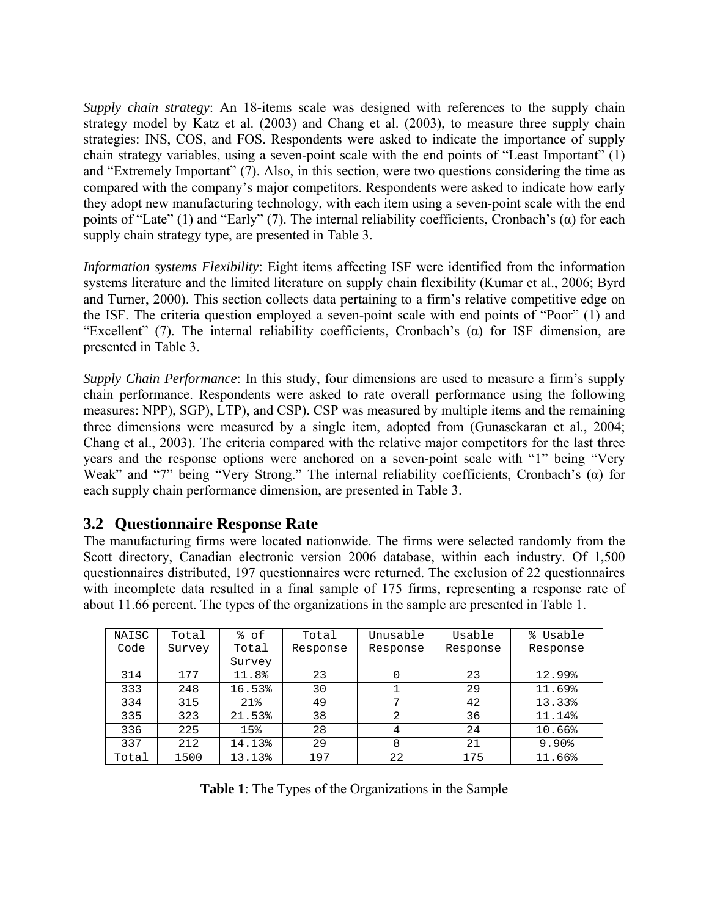*Supply chain strategy*: An 18-items scale was designed with references to the supply chain strategy model by Katz et al. (2003) and Chang et al. (2003), to measure three supply chain strategies: INS, COS, and FOS. Respondents were asked to indicate the importance of supply chain strategy variables, using a seven-point scale with the end points of "Least Important" (1) and "Extremely Important" (7). Also, in this section, were two questions considering the time as compared with the company's major competitors. Respondents were asked to indicate how early they adopt new manufacturing technology, with each item using a seven-point scale with the end points of "Late" (1) and "Early" (7). The internal reliability coefficients, Cronbach's (α) for each supply chain strategy type, are presented in Table 3.

*Information systems Flexibility*: Eight items affecting ISF were identified from the information systems literature and the limited literature on supply chain flexibility (Kumar et al., 2006; Byrd and Turner, 2000). This section collects data pertaining to a firm's relative competitive edge on the ISF. The criteria question employed a seven-point scale with end points of "Poor" (1) and "Excellent" (7). The internal reliability coefficients, Cronbach's (α) for ISF dimension, are presented in Table 3.

*Supply Chain Performance*: In this study, four dimensions are used to measure a firm's supply chain performance. Respondents were asked to rate overall performance using the following measures: NPP), SGP), LTP), and CSP). CSP was measured by multiple items and the remaining three dimensions were measured by a single item, adopted from (Gunasekaran et al., 2004; Chang et al., 2003). The criteria compared with the relative major competitors for the last three years and the response options were anchored on a seven-point scale with "1" being "Very Weak" and "7" being "Very Strong." The internal reliability coefficients, Cronbach's (α) for each supply chain performance dimension, are presented in Table 3.

## 3.2 Questionnaire Response Rate

The manufacturing firms were located nationwide. The firms were selected randomly from the Scott directory, Canadian electronic version 2006 database, within each industry. Of 1,500 questionnaires distributed, 197 questionnaires were returned. The exclusion of 22 questionnaires with incomplete data resulted in a final sample of 175 firms, representing a response rate of about 11.66 percent. The types of the organizations in the sample are presented in Table 1.

| NAISC Code | Total Survey | % of Total Survey | Total Response | Unusable Response | Usable Response | % Usable Response |
|---|---|---|---|---|---|---|
| 314 | 177 | 11.8% | 23 | 0 | 23 | 12.99% |
| 333 | 248 | 16.53% | 30 | 1 | 29 | 11.69% |
| 334 | 315 | 21% | 49 | 7 | 42 | 13.33% |
| 335 | 323 | 21.53% | 38 | 2 | 36 | 11.14% |
| 336 | 225 | 15% | 28 | 4 | 24 | 10.66% |
| 337 | 212 | 14.13% | 29 | 8 | 21 | 9.90% |
| Total | 1500 | 13.13% | 197 | 22 | 175 | 11.66% |

**Table 1**: The Types of the Organizations in the Sample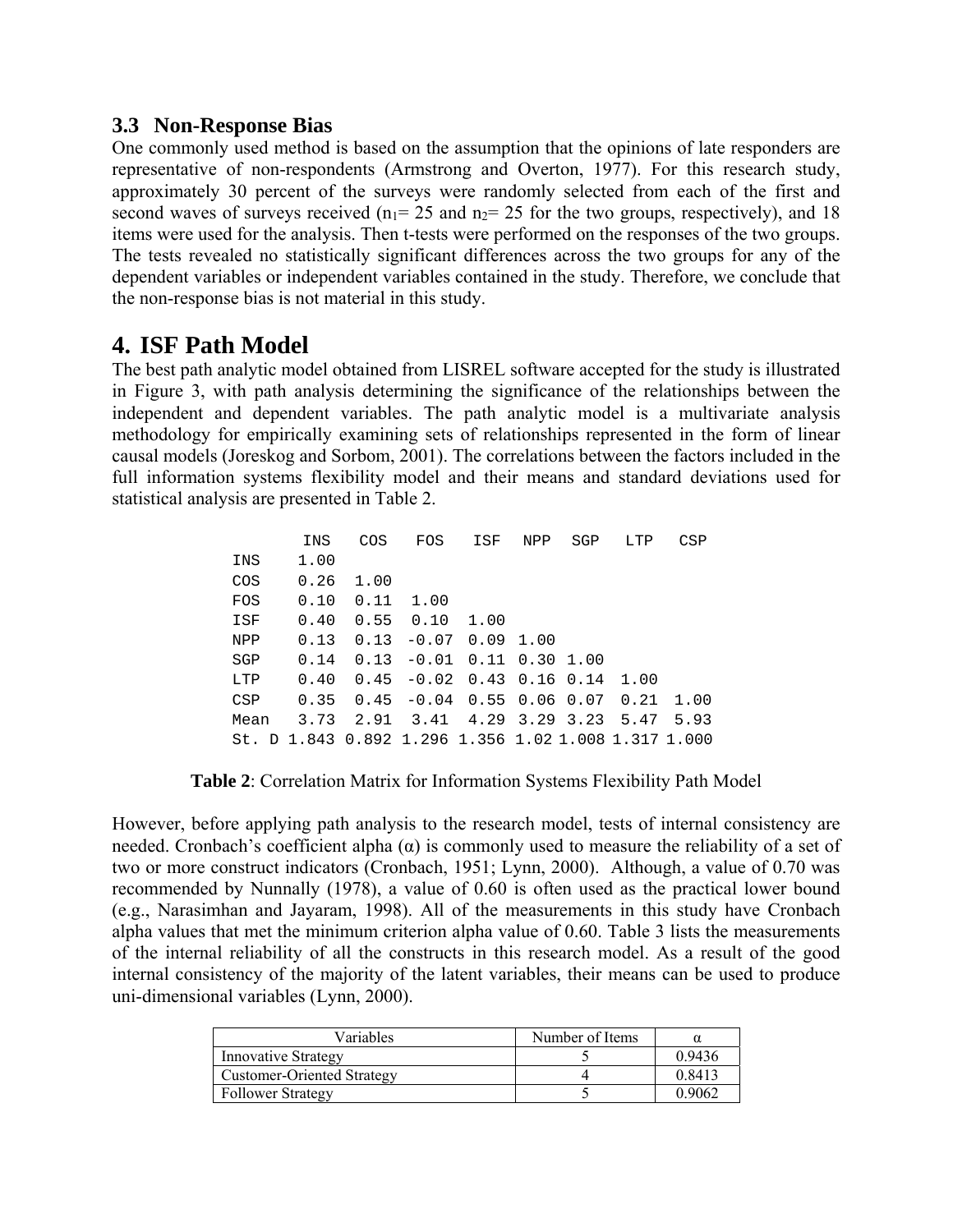### 3.3 Non-Response Bias

One commonly used method is based on the assumption that the opinions of late responders are representative of non-respondents (Armstrong and Overton, 1977). For this research study, approximately 30 percent of the surveys were randomly selected from each of the first and second waves of surveys received ($n_1$= 25 and $n_2$= 25 for the two groups, respectively), and 18 items were used for the analysis. Then t-tests were performed on the responses of the two groups. The tests revealed no statistically significant differences across the two groups for any of the dependent variables or independent variables contained in the study. Therefore, we conclude that the non-response bias is not material in this study.

# 4. ISF Path Model

The best path analytic model obtained from LISREL software accepted for the study is illustrated in Figure 3, with path analysis determining the significance of the relationships between the independent and dependent variables. The path analytic model is a multivariate analysis methodology for empirically examining sets of relationships represented in the form of linear causal models (Joreskog and Sorbom, 2001). The correlations between the factors included in the full information systems flexibility model and their means and standard deviations used for statistical analysis are presented in Table 2.

| | INS | COS | FOS | ISF | NPP | SGP | LTP | CSP |
|---|---|---|---|---|---|---|---|---|
| INS | 1.00 | | | | | | | |
| COS | 0.26 | 1.00 | | | | | | |
| FOS | 0.10 | 0.11 | 1.00 | | | | | |
| ISF | 0.40 | 0.55 | 0.10 | 1.00 | | | | |
| NPP | 0.13 | 0.13 | -0.07 | 0.09 | 1.00 | | | |
| SGP | 0.14 | 0.13 | -0.01 | 0.11 | 0.30 | 1.00 | | |
| LTP | 0.40 | 0.45 | -0.02 | 0.43 | 0.16 | 0.14 | 1.00 | |
| CSP | 0.35 | 0.45 | -0.04 | 0.55 | 0.06 | 0.07 | 0.21 | 1.00 |
| Mean | 3.73 | 2.91 | 3.41 | 4.29 | 3.29 | 3.23 | 5.47 | 5.93 |
| St. D | 1.843 | 0.892 | 1.296 | 1.356 | 1.02 | 1.008 | 1.317 | 1.000 |

**Table 2**: Correlation Matrix for Information Systems Flexibility Path Model

However, before applying path analysis to the research model, tests of internal consistency are needed. Cronbach's coefficient alpha (α) is commonly used to measure the reliability of a set of two or more construct indicators (Cronbach, 1951; Lynn, 2000). Although, a value of 0.70 was recommended by Nunnally (1978), a value of 0.60 is often used as the practical lower bound (e.g., Narasimhan and Jayaram, 1998). All of the measurements in this study have Cronbach alpha values that met the minimum criterion alpha value of 0.60. Table 3 lists the measurements of the internal reliability of all the constructs in this research model. As a result of the good internal consistency of the majority of the latent variables, their means can be used to produce uni-dimensional variables (Lynn, 2000).

| Variables | Number of Items | α |
|---|---|---|
| Innovative Strategy | 5 | 0.9436 |
| Customer-Oriented Strategy | 4 | 0.8413 |
| Follower Strategy | 5 | 0.9062 |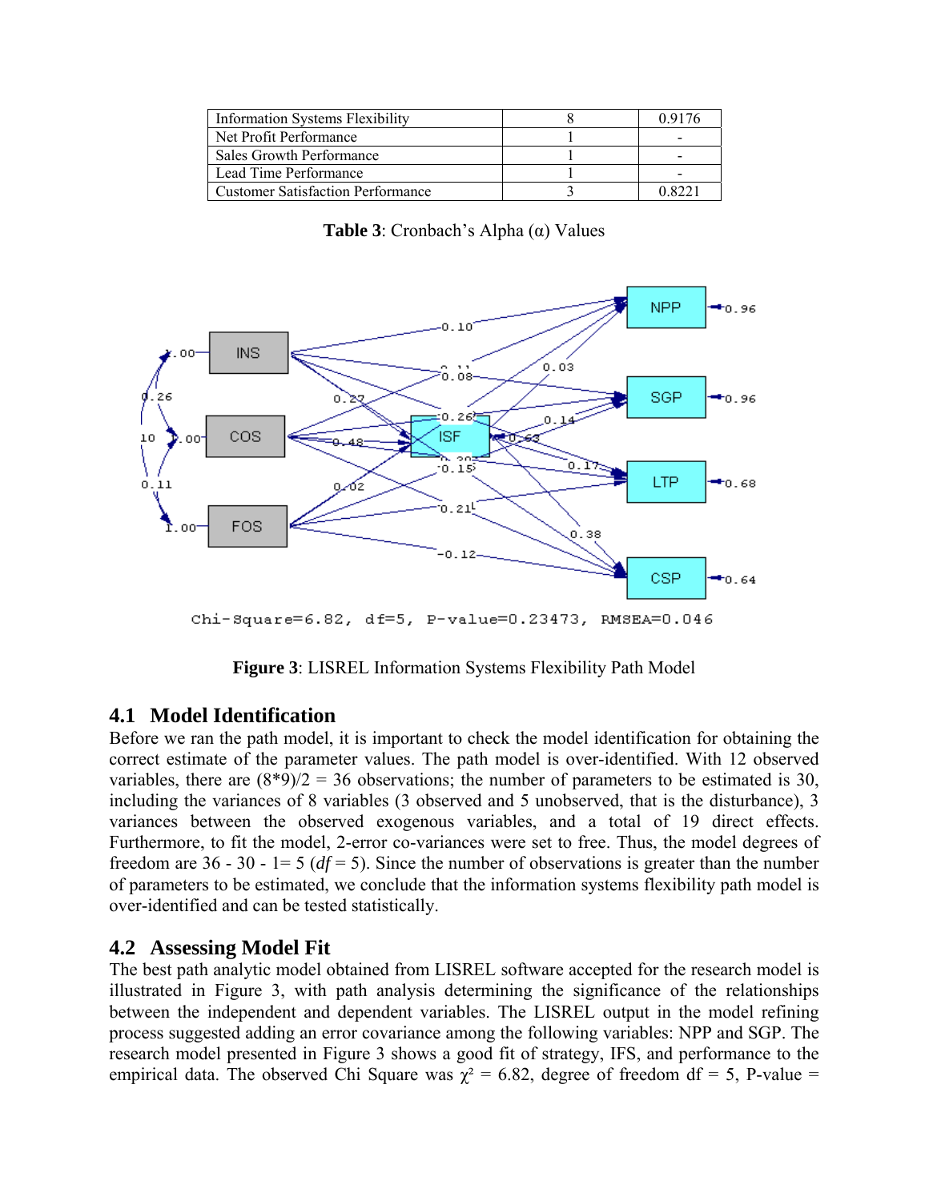| Information Systems Flexibility | 8 | 0.9176 |
|---|---|---|
| Net Profit Performance | 1 | - |
| Sales Growth Performance | 1 | - |
| Lead Time Performance | 1 | - |
| Customer Satisfaction Performance | 3 | 0.8221 |

**Table 3**: Cronbach's Alpha (α) Values

**Figure 3**: LISREL Information Systems Flexibility Path Model

## 4.1 Model Identification

Before we ran the path model, it is important to check the model identification for obtaining the correct estimate of the parameter values. The path model is over-identified. With 12 observed variables, there are (8*9)/2 = 36 observations; the number of parameters to be estimated is 30, including the variances of 8 variables (3 observed and 5 unobserved, that is the disturbance), 3 variances between the observed exogenous variables, and a total of 19 direct effects. Furthermore, to fit the model, 2-error co-variances were set to free. Thus, the model degrees of freedom are 36 - 30 - 1= 5 (*df* = 5). Since the number of observations is greater than the number of parameters to be estimated, we conclude that the information systems flexibility path model is over-identified and can be tested statistically.

## 4.2 Assessing Model Fit

The best path analytic model obtained from LISREL software accepted for the research model is illustrated in Figure 3, with path analysis determining the significance of the relationships between the independent and dependent variables. The LISREL output in the model refining process suggested adding an error covariance among the following variables: NPP and SGP. The research model presented in Figure 3 shows a good fit of strategy, IFS, and performance to the empirical data. The observed Chi Square was $\chi^2 = 6.82$, degree of freedom df = 5, P-value =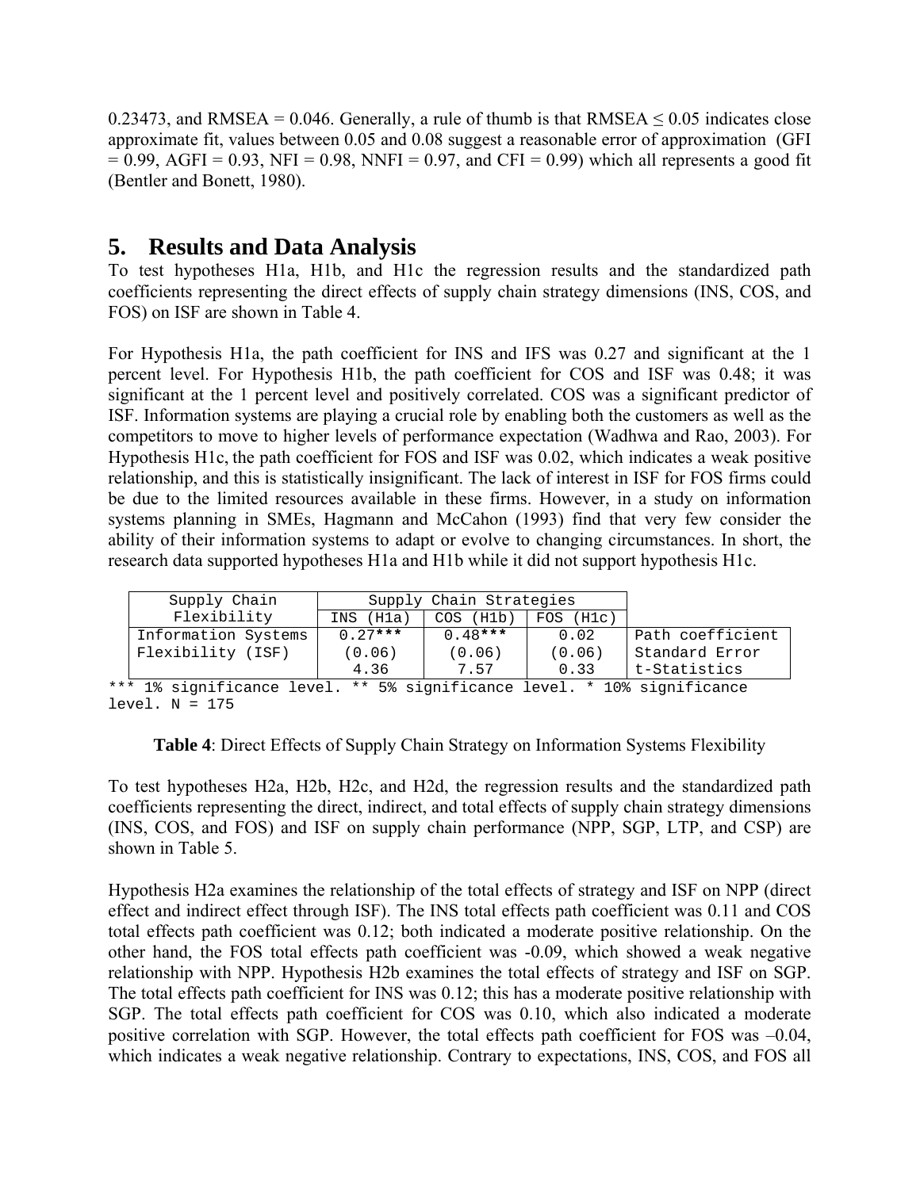0.23473, and RMSEA = 0.046. Generally, a rule of thumb is that RMSEA ≤ 0.05 indicates close approximate fit, values between 0.05 and 0.08 suggest a reasonable error of approximation (GFI = 0.99, AGFI = 0.93, NFI = 0.98, NNFI = 0.97, and CFI = 0.99) which all represents a good fit (Bentler and Bonett, 1980).

# 5. Results and Data Analysis

To test hypotheses H1a, H1b, and H1c the regression results and the standardized path coefficients representing the direct effects of supply chain strategy dimensions (INS, COS, and FOS) on ISF are shown in Table 4.

For Hypothesis H1a, the path coefficient for INS and IFS was 0.27 and significant at the 1 percent level. For Hypothesis H1b, the path coefficient for COS and ISF was 0.48; it was significant at the 1 percent level and positively correlated. COS was a significant predictor of ISF. Information systems are playing a crucial role by enabling both the customers as well as the competitors to move to higher levels of performance expectation (Wadhwa and Rao, 2003). For Hypothesis H1c, the path coefficient for FOS and ISF was 0.02, which indicates a weak positive relationship, and this is statistically insignificant. The lack of interest in ISF for FOS firms could be due to the limited resources available in these firms. However, in a study on information systems planning in SMEs, Hagmann and McCahon (1993) find that very few consider the ability of their information systems to adapt or evolve to changing circumstances. In short, the research data supported hypotheses H1a and H1b while it did not support hypothesis H1c.

| Supply Chain Flexibility | Supply Chain Strategies | | | |
|---|---|---|---|---|
| | INS (H1a) | COS (H1b) | FOS (H1c) | |
| Information Systems Flexibility (ISF) | 0.27*** | 0.48*** | 0.02 | Path coefficient |
| | (0.06) | (0.06) | (0.06) | Standard Error |
| | 4.36 | 7.57 | 0.33 | t-Statistics |

*** 1% significance level. ** 5% significance level. * 10% significance level. N = 175

**Table 4**: Direct Effects of Supply Chain Strategy on Information Systems Flexibility

To test hypotheses H2a, H2b, H2c, and H2d, the regression results and the standardized path coefficients representing the direct, indirect, and total effects of supply chain strategy dimensions (INS, COS, and FOS) and ISF on supply chain performance (NPP, SGP, LTP, and CSP) are shown in Table 5.

Hypothesis H2a examines the relationship of the total effects of strategy and ISF on NPP (direct effect and indirect effect through ISF). The INS total effects path coefficient was 0.11 and COS total effects path coefficient was 0.12; both indicated a moderate positive relationship. On the other hand, the FOS total effects path coefficient was -0.09, which showed a weak negative relationship with NPP. Hypothesis H2b examines the total effects of strategy and ISF on SGP. The total effects path coefficient for INS was 0.12; this has a moderate positive relationship with SGP. The total effects path coefficient for COS was 0.10, which also indicated a moderate positive correlation with SGP. However, the total effects path coefficient for FOS was –0.04, which indicates a weak negative relationship. Contrary to expectations, INS, COS, and FOS all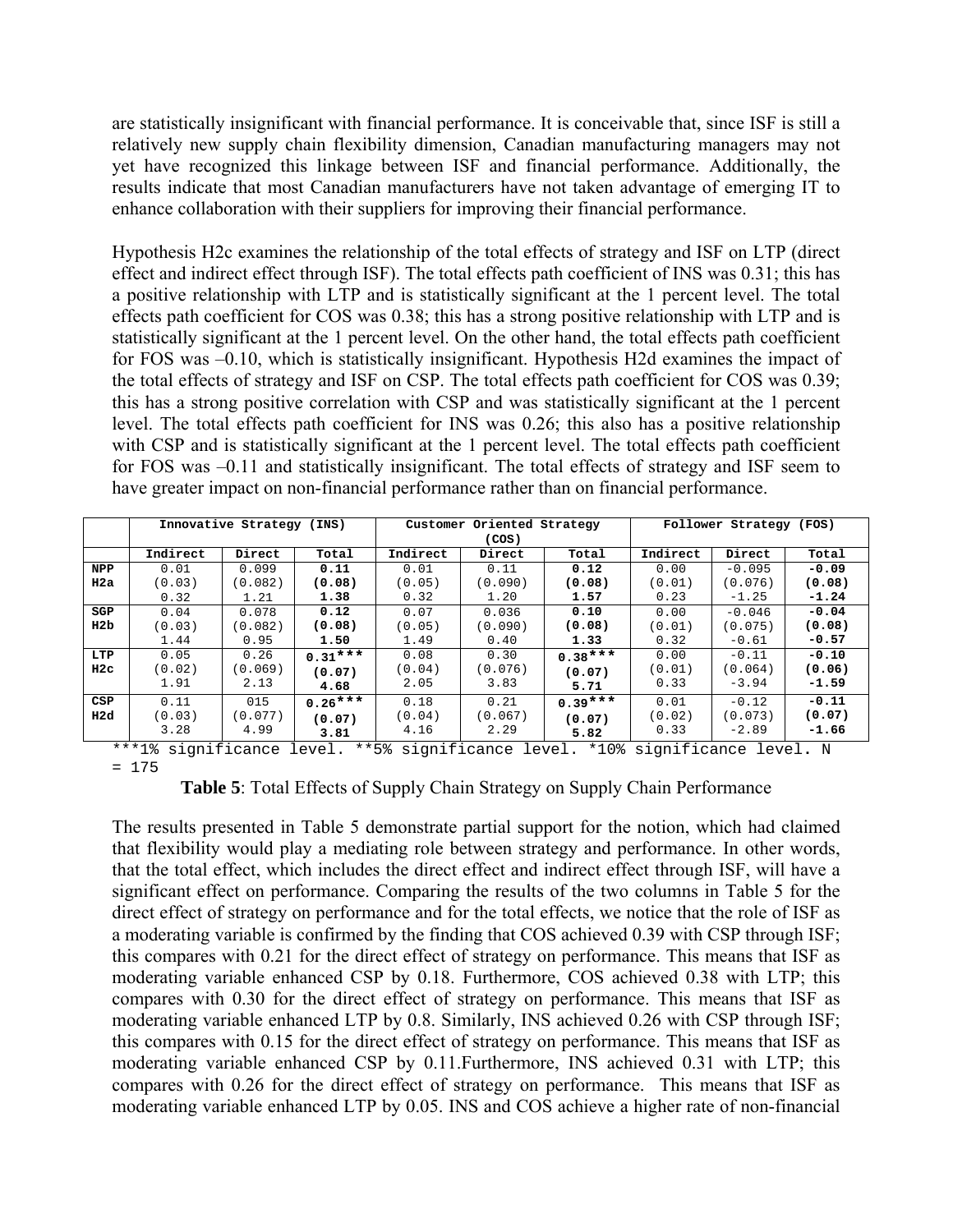are statistically insignificant with financial performance. It is conceivable that, since ISF is still a relatively new supply chain flexibility dimension, Canadian manufacturing managers may not yet have recognized this linkage between ISF and financial performance. Additionally, the results indicate that most Canadian manufacturers have not taken advantage of emerging IT to enhance collaboration with their suppliers for improving their financial performance.

Hypothesis H2c examines the relationship of the total effects of strategy and ISF on LTP (direct effect and indirect effect through ISF). The total effects path coefficient of INS was 0.31; this has a positive relationship with LTP and is statistically significant at the 1 percent level. The total effects path coefficient for COS was 0.38; this has a strong positive relationship with LTP and is statistically significant at the 1 percent level. On the other hand, the total effects path coefficient for FOS was –0.10, which is statistically insignificant. Hypothesis H2d examines the impact of the total effects of strategy and ISF on CSP. The total effects path coefficient for COS was 0.39; this has a strong positive correlation with CSP and was statistically significant at the 1 percent level. The total effects path coefficient for INS was 0.26; this also has a positive relationship with CSP and is statistically significant at the 1 percent level. The total effects path coefficient for FOS was –0.11 and statistically insignificant. The total effects of strategy and ISF seem to have greater impact on non-financial performance rather than on financial performance.

| | Innovative Strategy (INS) | | | Customer Oriented Strategy (COS) | | | Follower Strategy (FOS) | | |
|---|---|---|---|---|---|---|---|---|---|
| | Indirect | Direct | Total | Indirect | Direct | Total | Indirect | Direct | Total |
| NPP H2a | 0.01 (0.03) 0.32 | 0.099 (0.082) 1.21 | **0.11 (0.08) 1.38** | 0.01 (0.05) 0.32 | 0.11 (0.090) 1.20 | **0.12 (0.08) 1.57** | 0.00 (0.01) 0.23 | -0.095 (0.076) -1.25 | **-0.09 (0.08) -1.24** |
| SGP H2b | 0.04 (0.03) 1.44 | 0.078 (0.082) 0.95 | **0.12 (0.08) 1.50** | 0.07 (0.05) 1.49 | 0.036 (0.090) 0.40 | **0.10 (0.08) 1.33** | 0.00 (0.01) 0.32 | -0.046 (0.075) -0.61 | **-0.04 (0.08) -0.57** |
| LTP H2c | 0.05 (0.02) 1.91 | 0.26 (0.069) 2.13 | **0.31*** (0.07) 4.68** | 0.08 (0.04) 2.05 | 0.30 (0.076) 3.83 | **0.38*** (0.07) 5.71** | 0.00 (0.01) 0.33 | -0.11 (0.064) -3.94 | **-0.10 (0.06) -1.59** |
| CSP H2d | 0.11 (0.03) 3.28 | 015 (0.077) 4.99 | **0.26*** (0.07) 3.81** | 0.18 (0.04) 4.16 | 0.21 (0.067) 2.29 | **0.39*** (0.07) 5.82** | 0.01 (0.02) 0.33 | -0.12 (0.073) -2.89 | **-0.11 (0.07) -1.66** |

***1% significance level. **5% significance level. *10% significance level. N = 175

**Table 5**: Total Effects of Supply Chain Strategy on Supply Chain Performance

The results presented in Table 5 demonstrate partial support for the notion, which had claimed that flexibility would play a mediating role between strategy and performance. In other words, that the total effect, which includes the direct effect and indirect effect through ISF, will have a significant effect on performance. Comparing the results of the two columns in Table 5 for the direct effect of strategy on performance and for the total effects, we notice that the role of ISF as a moderating variable is confirmed by the finding that COS achieved 0.39 with CSP through ISF; this compares with 0.21 for the direct effect of strategy on performance. This means that ISF as moderating variable enhanced CSP by 0.18. Furthermore, COS achieved 0.38 with LTP; this compares with 0.30 for the direct effect of strategy on performance. This means that ISF as moderating variable enhanced LTP by 0.8. Similarly, INS achieved 0.26 with CSP through ISF; this compares with 0.15 for the direct effect of strategy on performance. This means that ISF as moderating variable enhanced CSP by 0.11.Furthermore, INS achieved 0.31 with LTP; this compares with 0.26 for the direct effect of strategy on performance. This means that ISF as moderating variable enhanced LTP by 0.05. INS and COS achieve a higher rate of non-financial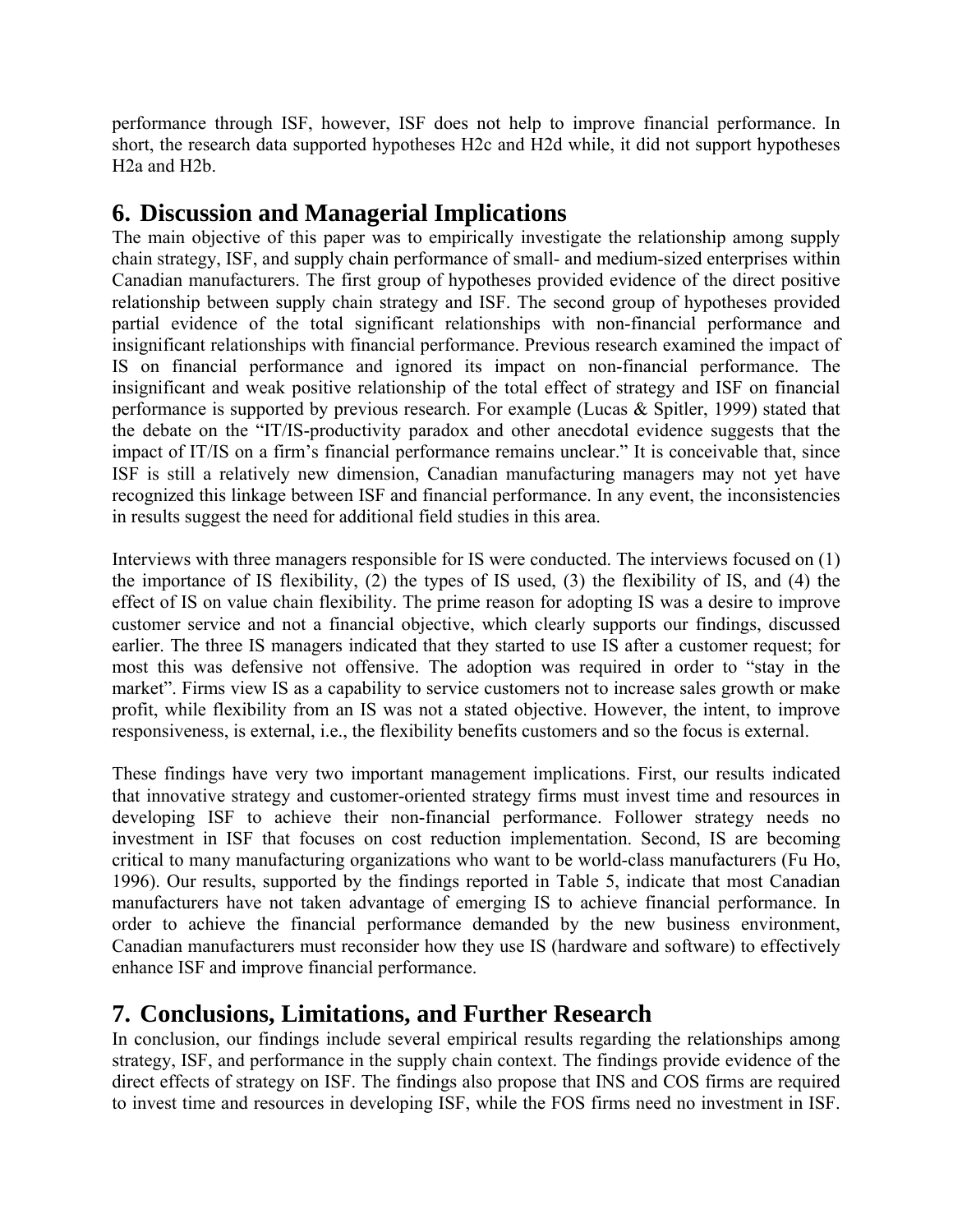performance through ISF, however, ISF does not help to improve financial performance. In short, the research data supported hypotheses H2c and H2d while, it did not support hypotheses H2a and H2b.

## 6. Discussion and Managerial Implications

The main objective of this paper was to empirically investigate the relationship among supply chain strategy, ISF, and supply chain performance of small- and medium-sized enterprises within Canadian manufacturers. The first group of hypotheses provided evidence of the direct positive relationship between supply chain strategy and ISF. The second group of hypotheses provided partial evidence of the total significant relationships with non-financial performance and insignificant relationships with financial performance. Previous research examined the impact of IS on financial performance and ignored its impact on non-financial performance. The insignificant and weak positive relationship of the total effect of strategy and ISF on financial performance is supported by previous research. For example (Lucas & Spitler, 1999) stated that the debate on the "IT/IS-productivity paradox and other anecdotal evidence suggests that the impact of IT/IS on a firm's financial performance remains unclear." It is conceivable that, since ISF is still a relatively new dimension, Canadian manufacturing managers may not yet have recognized this linkage between ISF and financial performance. In any event, the inconsistencies in results suggest the need for additional field studies in this area.

Interviews with three managers responsible for IS were conducted. The interviews focused on (1) the importance of IS flexibility, (2) the types of IS used, (3) the flexibility of IS, and (4) the effect of IS on value chain flexibility. The prime reason for adopting IS was a desire to improve customer service and not a financial objective, which clearly supports our findings, discussed earlier. The three IS managers indicated that they started to use IS after a customer request; for most this was defensive not offensive. The adoption was required in order to "stay in the market". Firms view IS as a capability to service customers not to increase sales growth or make profit, while flexibility from an IS was not a stated objective. However, the intent, to improve responsiveness, is external, i.e., the flexibility benefits customers and so the focus is external.

These findings have very two important management implications. First, our results indicated that innovative strategy and customer-oriented strategy firms must invest time and resources in developing ISF to achieve their non-financial performance. Follower strategy needs no investment in ISF that focuses on cost reduction implementation. Second, IS are becoming critical to many manufacturing organizations who want to be world-class manufacturers (Fu Ho, 1996). Our results, supported by the findings reported in Table 5, indicate that most Canadian manufacturers have not taken advantage of emerging IS to achieve financial performance. In order to achieve the financial performance demanded by the new business environment, Canadian manufacturers must reconsider how they use IS (hardware and software) to effectively enhance ISF and improve financial performance.

## 7. Conclusions, Limitations, and Further Research

In conclusion, our findings include several empirical results regarding the relationships among strategy, ISF, and performance in the supply chain context. The findings provide evidence of the direct effects of strategy on ISF. The findings also propose that INS and COS firms are required to invest time and resources in developing ISF, while the FOS firms need no investment in ISF.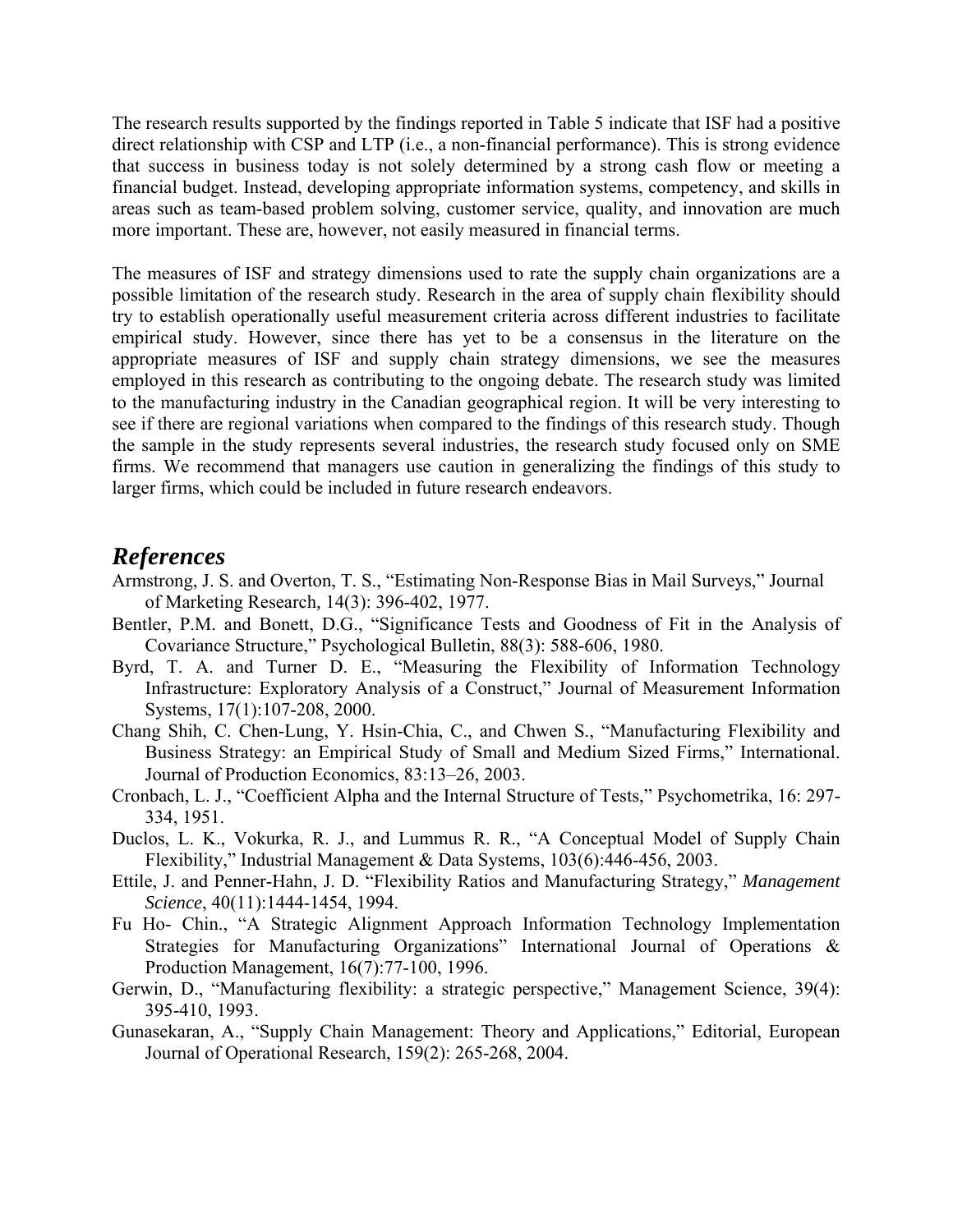The research results supported by the findings reported in Table 5 indicate that ISF had a positive direct relationship with CSP and LTP (i.e., a non-financial performance). This is strong evidence that success in business today is not solely determined by a strong cash flow or meeting a financial budget. Instead, developing appropriate information systems, competency, and skills in areas such as team-based problem solving, customer service, quality, and innovation are much more important. These are, however, not easily measured in financial terms.

The measures of ISF and strategy dimensions used to rate the supply chain organizations are a possible limitation of the research study. Research in the area of supply chain flexibility should try to establish operationally useful measurement criteria across different industries to facilitate empirical study. However, since there has yet to be a consensus in the literature on the appropriate measures of ISF and supply chain strategy dimensions, we see the measures employed in this research as contributing to the ongoing debate. The research study was limited to the manufacturing industry in the Canadian geographical region. It will be very interesting to see if there are regional variations when compared to the findings of this research study. Though the sample in the study represents several industries, the research study focused only on SME firms. We recommend that managers use caution in generalizing the findings of this study to larger firms, which could be included in future research endeavors.

## *References*

Armstrong, J. S. and Overton, T. S., "Estimating Non-Response Bias in Mail Surveys," Journal of Marketing Research*,* 14(3): 396-402, 1977.

Bentler, P.M. and Bonett, D.G., "Significance Tests and Goodness of Fit in the Analysis of Covariance Structure," Psychological Bulletin, 88(3): 588-606, 1980.

Byrd, T. A. and Turner D. E., "Measuring the Flexibility of Information Technology Infrastructure: Exploratory Analysis of a Construct," Journal of Measurement Information Systems, 17(1):107-208, 2000.

Chang Shih, C. Chen-Lung, Y. Hsin-Chia, C., and Chwen S., "Manufacturing Flexibility and Business Strategy: an Empirical Study of Small and Medium Sized Firms," International. Journal of Production Economics, 83:13–26, 2003.

Cronbach, L. J., "Coefficient Alpha and the Internal Structure of Tests," Psychometrika, 16: 297-334, 1951.

Duclos, L. K., Vokurka, R. J., and Lummus R. R., "A Conceptual Model of Supply Chain Flexibility," Industrial Management & Data Systems, 103(6):446-456, 2003.

Ettile, J. and Penner-Hahn, J. D. "Flexibility Ratios and Manufacturing Strategy," *Management Science*, 40(11):1444-1454, 1994.

Fu Ho- Chin., "A Strategic Alignment Approach Information Technology Implementation Strategies for Manufacturing Organizations" International Journal of Operations & Production Management, 16(7):77-100, 1996.

Gerwin, D., "Manufacturing flexibility: a strategic perspective," Management Science, 39(4): 395-410, 1993.

Gunasekaran, A., "Supply Chain Management: Theory and Applications," Editorial, European Journal of Operational Research, 159(2): 265-268, 2004.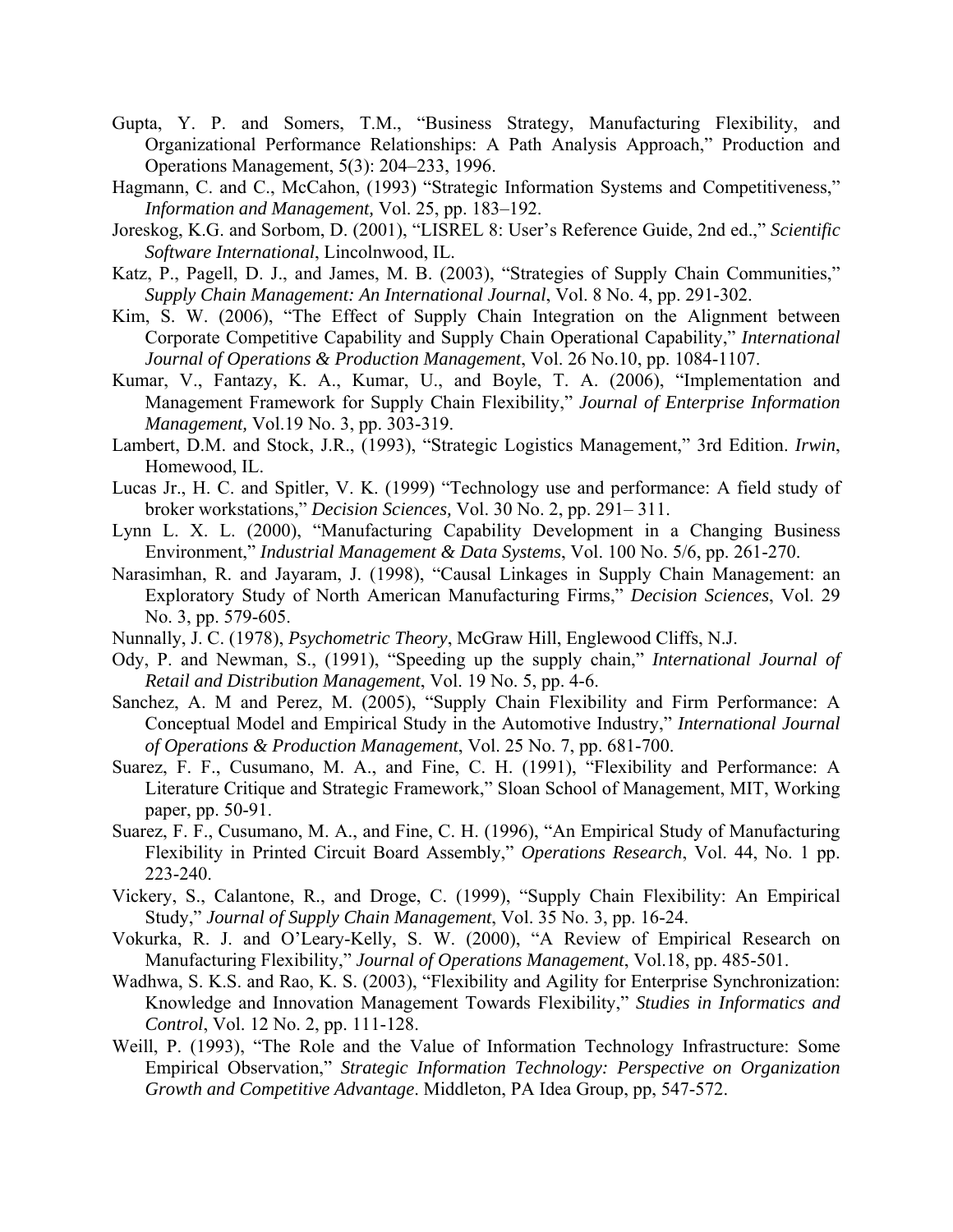Gupta, Y. P. and Somers, T.M., "Business Strategy, Manufacturing Flexibility, and Organizational Performance Relationships: A Path Analysis Approach," Production and Operations Management, 5(3): 204–233, 1996.

Hagmann, C. and C., McCahon, (1993) "Strategic Information Systems and Competitiveness," *Information and Management,* Vol. 25, pp. 183–192.

Joreskog, K.G. and Sorbom, D. (2001), "LISREL 8: User's Reference Guide, 2nd ed.," *Scientific Software International*, Lincolnwood, IL.

Katz, P., Pagell, D. J., and James, M. B. (2003), "Strategies of Supply Chain Communities," *Supply Chain Management: An International Journal*, Vol. 8 No. 4, pp. 291-302.

Kim, S. W. (2006), "The Effect of Supply Chain Integration on the Alignment between Corporate Competitive Capability and Supply Chain Operational Capability," *International Journal of Operations & Production Management*, Vol. 26 No.10, pp. 1084-1107.

Kumar, V., Fantazy, K. A., Kumar, U., and Boyle, T. A. (2006), "Implementation and Management Framework for Supply Chain Flexibility," *Journal of Enterprise Information Management,* Vol.19 No. 3, pp. 303-319.

Lambert, D.M. and Stock, J.R., (1993), "Strategic Logistics Management," 3rd Edition. *Irwin*, Homewood, IL.

Lucas Jr., H. C. and Spitler, V. K. (1999) "Technology use and performance: A field study of broker workstations," *Decision Sciences,* Vol. 30 No. 2, pp. 291– 311.

Lynn L. X. L. (2000), "Manufacturing Capability Development in a Changing Business Environment," *Industrial Management & Data Systems*, Vol. 100 No. 5/6, pp. 261-270.

Narasimhan, R. and Jayaram, J. (1998), "Causal Linkages in Supply Chain Management: an Exploratory Study of North American Manufacturing Firms," *Decision Sciences*, Vol. 29 No. 3, pp. 579-605.

Nunnally, J. C. (1978), *Psychometric Theory*, McGraw Hill, Englewood Cliffs, N.J.

Ody, P. and Newman, S., (1991), "Speeding up the supply chain," *International Journal of Retail and Distribution Management*, Vol. 19 No. 5, pp. 4-6.

Sanchez, A. M and Perez, M. (2005), "Supply Chain Flexibility and Firm Performance: A Conceptual Model and Empirical Study in the Automotive Industry," *International Journal of Operations & Production Management*, Vol. 25 No. 7, pp. 681-700.

Suarez, F. F., Cusumano, M. A., and Fine, C. H. (1991), "Flexibility and Performance: A Literature Critique and Strategic Framework," Sloan School of Management, MIT, Working paper, pp. 50-91.

Suarez, F. F., Cusumano, M. A., and Fine, C. H. (1996), "An Empirical Study of Manufacturing Flexibility in Printed Circuit Board Assembly," *Operations Research*, Vol. 44, No. 1 pp. 223-240.

Vickery, S., Calantone, R., and Droge, C. (1999), "Supply Chain Flexibility: An Empirical Study," *Journal of Supply Chain Management*, Vol. 35 No. 3, pp. 16-24.

Vokurka, R. J. and O'Leary-Kelly, S. W. (2000), "A Review of Empirical Research on Manufacturing Flexibility," *Journal of Operations Management*, Vol.18, pp. 485-501.

Wadhwa, S. K.S. and Rao, K. S. (2003), "Flexibility and Agility for Enterprise Synchronization: Knowledge and Innovation Management Towards Flexibility," *Studies in Informatics and Control*, Vol. 12 No. 2, pp. 111-128.

Weill, P. (1993), "The Role and the Value of Information Technology Infrastructure: Some Empirical Observation," *Strategic Information Technology: Perspective on Organization Growth and Competitive Advantage*. Middleton, PA Idea Group, pp, 547-572.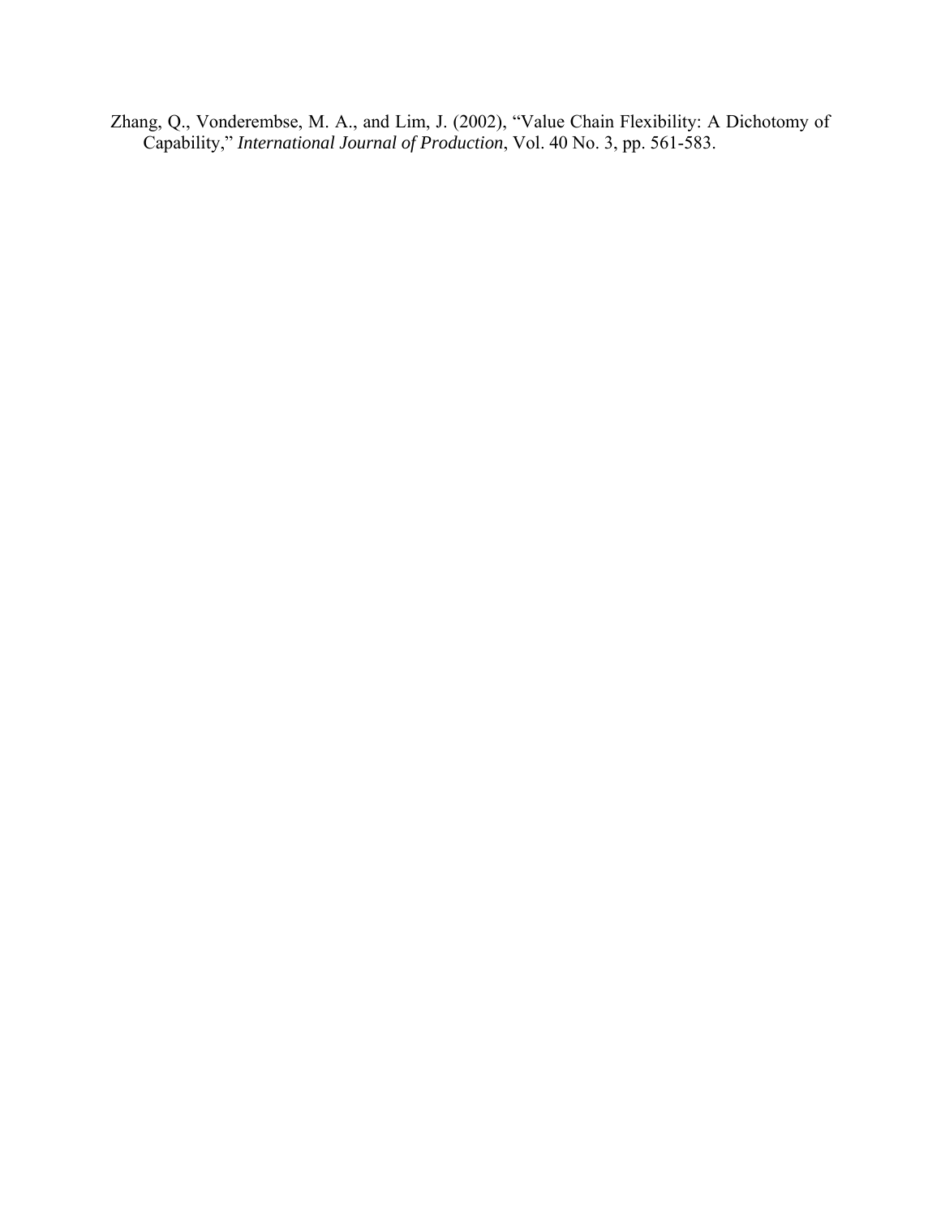Zhang, Q., Vonderembse, M. A., and Lim, J. (2002), "Value Chain Flexibility: A Dichotomy of Capability," *International Journal of Production*, Vol. 40 No. 3, pp. 561-583.